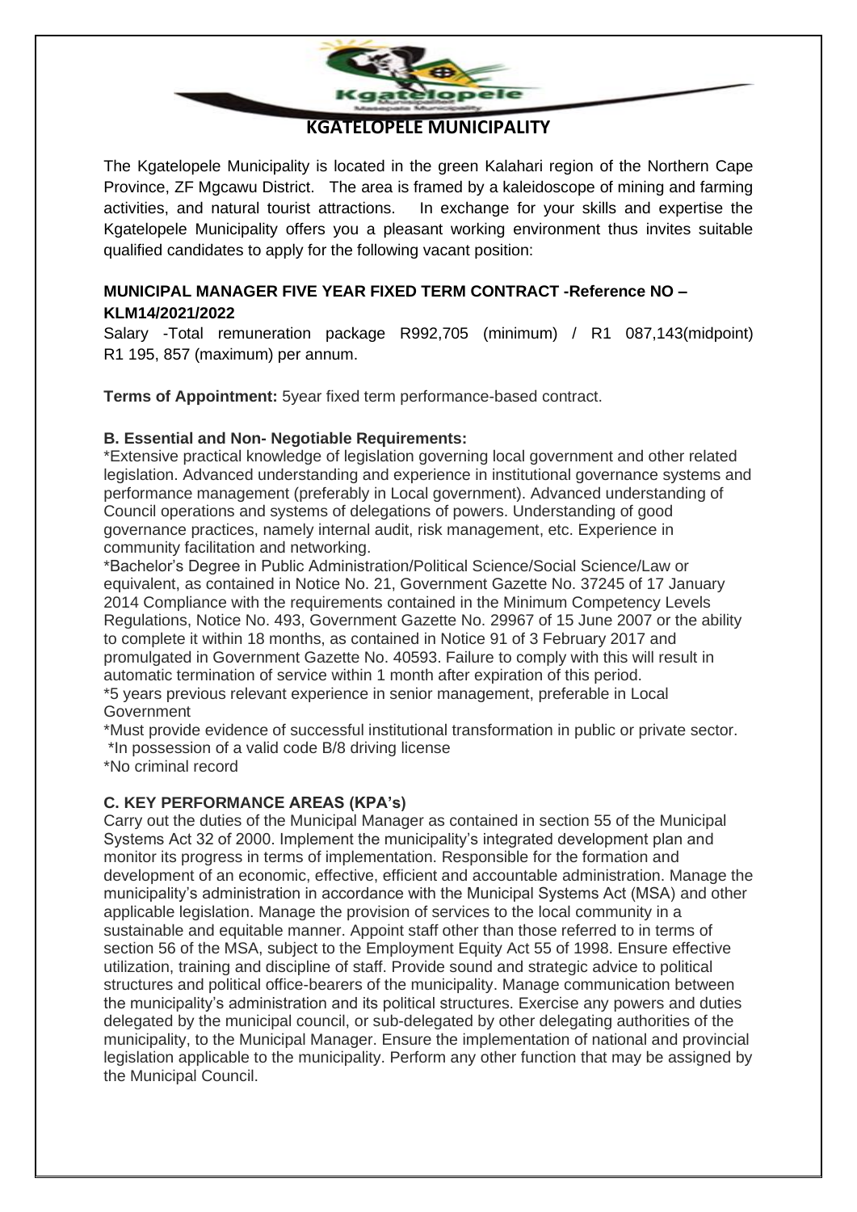# KGATELOPELE MUNICIPALITY

The Kgatelopele Municipality is located in the green Kalahari region of the Northern Cape Province, ZF Mgcawu District. The area is framed by a kaleidoscope of mining and farming activities, and natural tourist attractions. In exchange for your skills and expertise the Kgatelopele Municipality offers you a pleasant working environment thus invites suitable qualified candidates to apply for the following vacant position:

## MUNICIPAL MANAGER FIVE YEAR FIXED TERM CONTRACT -Reference NO – KLM14/2021/2022

Salary -Total remuneration package R992,705 (minimum) / R1 087,143(midpoint) R1 195, 857 (maximum) per annum.

**Terms of Appointment:** 5year fixed term performance-based contract.

### B. Essential and Non- Negotiable Requirements:

*Extensive practical knowledge of legislation governing local government and other related legislation. Advanced understanding and experience in institutional governance systems and performance management (preferably in Local government). Advanced understanding of Council operations and systems of delegations of powers. Understanding of good governance practices, namely internal audit, risk management, etc. Experience in community facilitation and networking.

*Bachelor's Degree in Public Administration/Political Science/Social Science/Law or equivalent, as contained in Notice No. 21, Government Gazette No. 37245 of 17 January 2014 Compliance with the requirements contained in the Minimum Competency Levels Regulations, Notice No. 493, Government Gazette No. 29967 of 15 June 2007 or the ability to complete it within 18 months, as contained in Notice 91 of 3 February 2017 and promulgated in Government Gazette No. 40593. Failure to comply with this will result in automatic termination of service within 1 month after expiration of this period.

*5 years previous relevant experience in senior management, preferable in Local Government

*Must provide evidence of successful institutional transformation in public or private sector.

*In possession of a valid code B/8 driving license

*No criminal record

### C. KEY PERFORMANCE AREAS (KPA's)

Carry out the duties of the Municipal Manager as contained in section 55 of the Municipal Systems Act 32 of 2000. Implement the municipality's integrated development plan and monitor its progress in terms of implementation. Responsible for the formation and development of an economic, effective, efficient and accountable administration. Manage the municipality's administration in accordance with the Municipal Systems Act (MSA) and other applicable legislation. Manage the provision of services to the local community in a sustainable and equitable manner. Appoint staff other than those referred to in terms of section 56 of the MSA, subject to the Employment Equity Act 55 of 1998. Ensure effective utilization, training and discipline of staff. Provide sound and strategic advice to political structures and political office-bearers of the municipality. Manage communication between the municipality's administration and its political structures. Exercise any powers and duties delegated by the municipal council, or sub-delegated by other delegating authorities of the municipality, to the Municipal Manager. Ensure the implementation of national and provincial legislation applicable to the municipality. Perform any other function that may be assigned by the Municipal Council.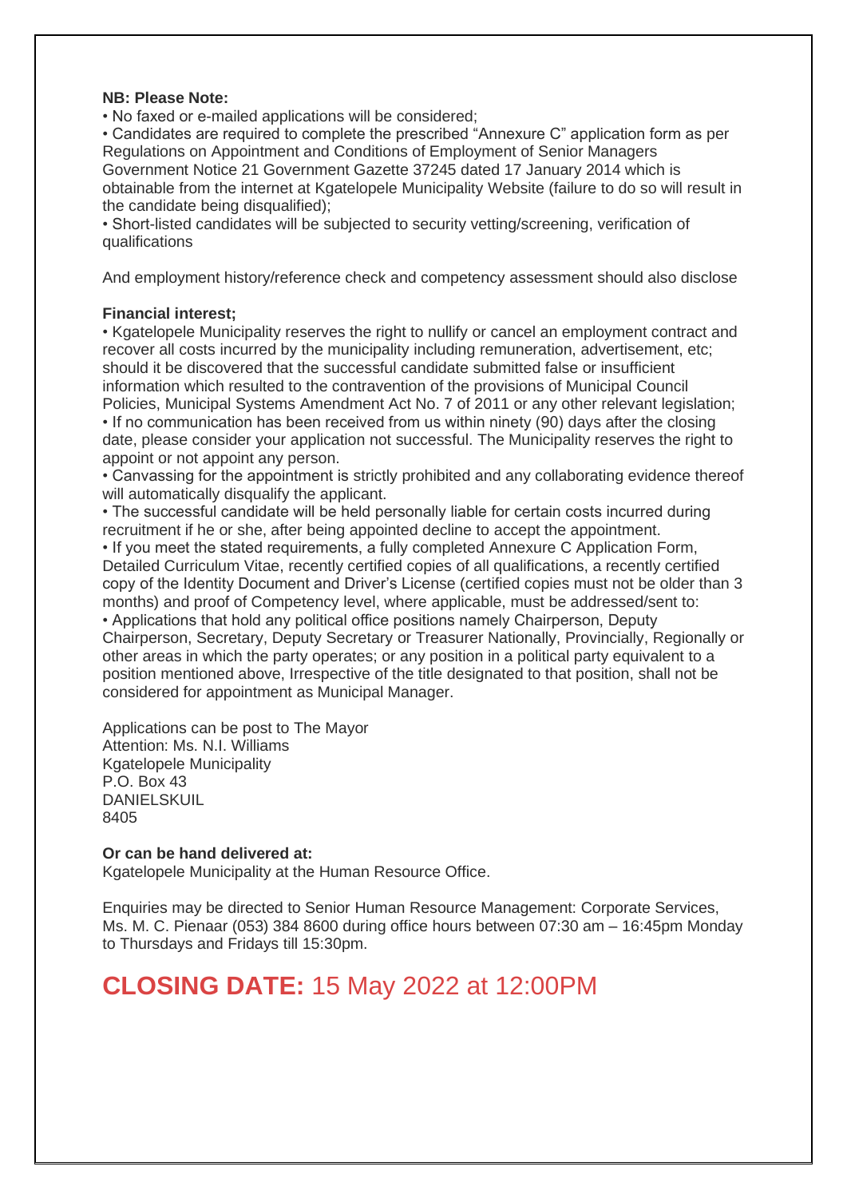**NB: Please Note:**

- No faxed or e-mailed applications will be considered;
- Candidates are required to complete the prescribed "Annexure C" application form as per Regulations on Appointment and Conditions of Employment of Senior Managers Government Notice 21 Government Gazette 37245 dated 17 January 2014 which is obtainable from the internet at Kgatelopele Municipality Website (failure to do so will result in the candidate being disqualified);
- Short-listed candidates will be subjected to security vetting/screening, verification of qualifications

And employment history/reference check and competency assessment should also disclose

**Financial interest;**

- Kgatelopele Municipality reserves the right to nullify or cancel an employment contract and recover all costs incurred by the municipality including remuneration, advertisement, etc; should it be discovered that the successful candidate submitted false or insufficient information which resulted to the contravention of the provisions of Municipal Council Policies, Municipal Systems Amendment Act No. 7 of 2011 or any other relevant legislation;
- If no communication has been received from us within ninety (90) days after the closing date, please consider your application not successful. The Municipality reserves the right to appoint or not appoint any person.
- Canvassing for the appointment is strictly prohibited and any collaborating evidence thereof will automatically disqualify the applicant.
- The successful candidate will be held personally liable for certain costs incurred during recruitment if he or she, after being appointed decline to accept the appointment.
- If you meet the stated requirements, a fully completed Annexure C Application Form, Detailed Curriculum Vitae, recently certified copies of all qualifications, a recently certified copy of the Identity Document and Driver's License (certified copies must not be older than 3 months) and proof of Competency level, where applicable, must be addressed/sent to:
- Applications that hold any political office positions namely Chairperson, Deputy Chairperson, Secretary, Deputy Secretary or Treasurer Nationally, Provincially, Regionally or other areas in which the party operates; or any position in a political party equivalent to a position mentioned above, Irrespective of the title designated to that position, shall not be considered for appointment as Municipal Manager.

Applications can be post to The Mayor
Attention: Ms. N.I. Williams
Kgatelopele Municipality
P.O. Box 43
DANIELSKUIL
8405

**Or can be hand delivered at:**
Kgatelopele Municipality at the Human Resource Office.

Enquiries may be directed to Senior Human Resource Management: Corporate Services, Ms. M. C. Pienaar (053) 384 8600 during office hours between 07:30 am – 16:45pm Monday to Thursdays and Fridays till 15:30pm.

## **CLOSING DATE:** 15 May 2022 at 12:00PM